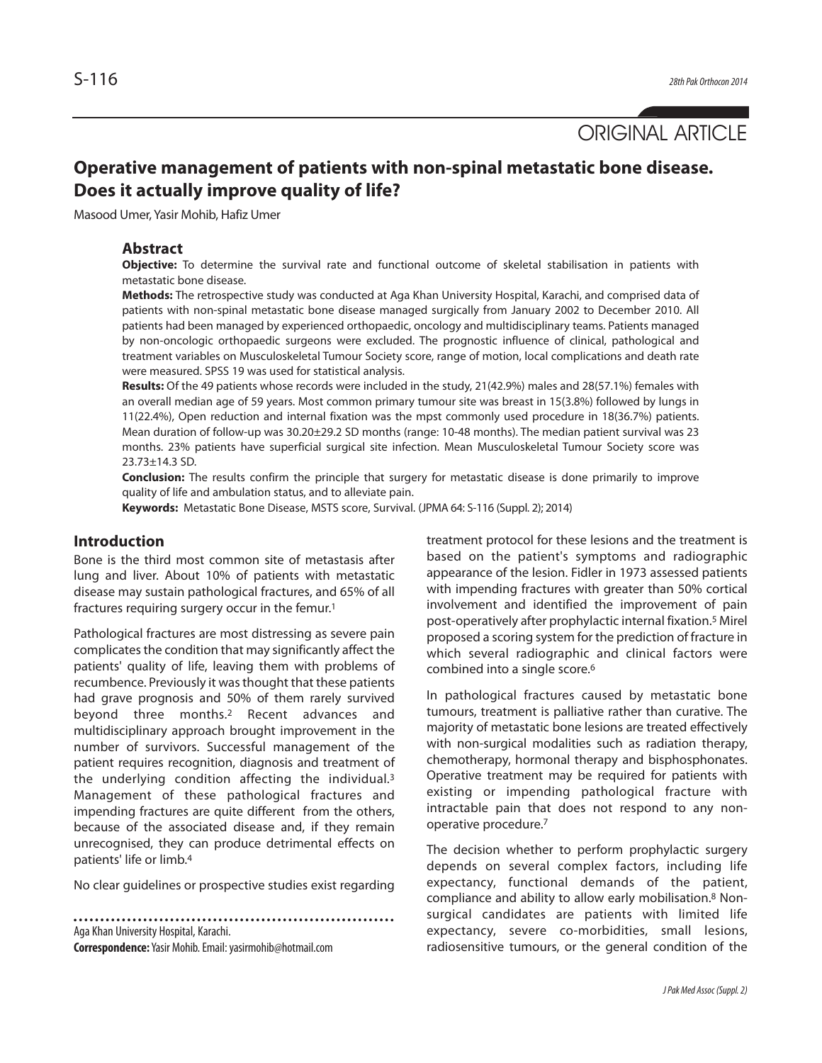ORIGINAL ARTICLE

# Operative management of patients with non-spinal metastatic bone disease. Does it actually improve quality of life?

Masood Umer, Yasir Mohib, Hafiz Umer

## Abstract

**Objective:** To determine the survival rate and functional outcome of skeletal stabilisation in patients with metastatic bone disease.

**Methods:** The retrospective study was conducted at Aga Khan University Hospital, Karachi, and comprised data of patients with non-spinal metastatic bone disease managed surgically from January 2002 to December 2010. All patients had been managed by experienced orthopaedic, oncology and multidisciplinary teams. Patients managed by non-oncologic orthopaedic surgeons were excluded. The prognostic influence of clinical, pathological and treatment variables on Musculoskeletal Tumour Society score, range of motion, local complications and death rate were measured. SPSS 19 was used for statistical analysis.

**Results:** Of the 49 patients whose records were included in the study, 21(42.9%) males and 28(57.1%) females with an overall median age of 59 years. Most common primary tumour site was breast in 15(3.8%) followed by lungs in 11(22.4%), Open reduction and internal fixation was the mpst commonly used procedure in 18(36.7%) patients. Mean duration of follow-up was 30.20±29.2 SD months (range: 10-48 months). The median patient survival was 23 months. 23% patients have superficial surgical site infection. Mean Musculoskeletal Tumour Society score was 23.73±14.3 SD.

**Conclusion:** The results confirm the principle that surgery for metastatic disease is done primarily to improve quality of life and ambulation status, and to alleviate pain.

**Keywords:** Metastatic Bone Disease, MSTS score, Survival. (JPMA 64: S-116 (Suppl. 2); 2014)

## Introduction

Bone is the third most common site of metastasis after lung and liver. About 10% of patients with metastatic disease may sustain pathological fractures, and 65% of all fractures requiring surgery occur in the femur.[1]

Pathological fractures are most distressing as severe pain complicates the condition that may significantly affect the patients' quality of life, leaving them with problems of recumbence. Previously it was thought that these patients had grave prognosis and 50% of them rarely survived beyond three months.[2] Recent advances and multidisciplinary approach brought improvement in the number of survivors. Successful management of the patient requires recognition, diagnosis and treatment of the underlying condition affecting the individual.[3] Management of these pathological fractures and impending fractures are quite different from the others, because of the associated disease and, if they remain unrecognised, they can produce detrimental effects on patients' life or limb.[4]

No clear guidelines or prospective studies exist regarding treatment protocol for these lesions and the treatment is based on the patient's symptoms and radiographic appearance of the lesion. Fidler in 1973 assessed patients with impending fractures with greater than 50% cortical involvement and identified the improvement of pain post-operatively after prophylactic internal fixation.[5] Mirel proposed a scoring system for the prediction of fracture in which several radiographic and clinical factors were combined into a single score.[6]

In pathological fractures caused by metastatic bone tumours, treatment is palliative rather than curative. The majority of metastatic bone lesions are treated effectively with non-surgical modalities such as radiation therapy, chemotherapy, hormonal therapy and bisphosphonates. Operative treatment may be required for patients with existing or impending pathological fracture with intractable pain that does not respond to any non-operative procedure.[7]

The decision whether to perform prophylactic surgery depends on several complex factors, including life expectancy, functional demands of the patient, compliance and ability to allow early mobilisation.[8] Non-surgical candidates are patients with limited life expectancy, severe co-morbidities, small lesions, radiosensitive tumours, or the general condition of the

Aga Khan University Hospital, Karachi.

**Correspondence:** Yasir Mohib. Email: yasirmohib@hotmail.com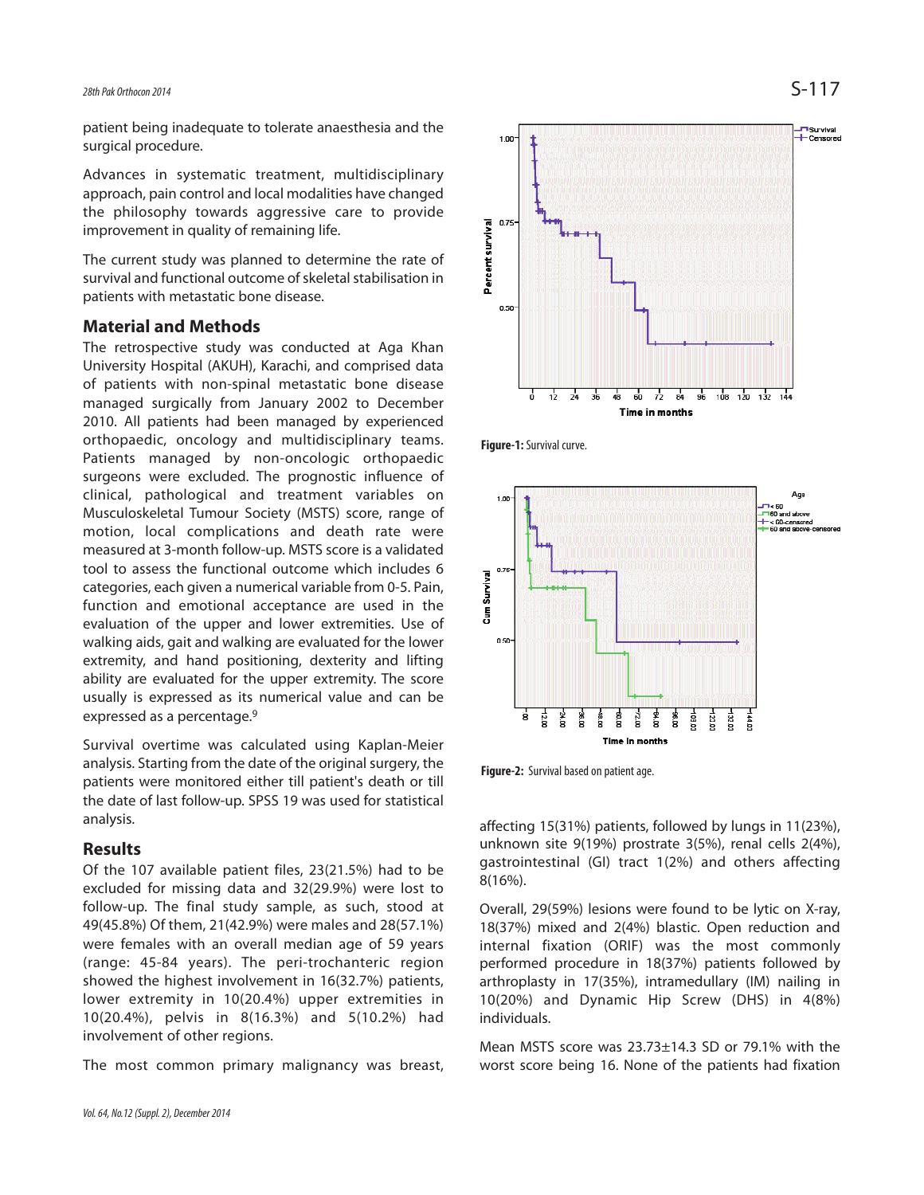patient being inadequate to tolerate anaesthesia and the surgical procedure.

Advances in systematic treatment, multidisciplinary approach, pain control and local modalities have changed the philosophy towards aggressive care to provide improvement in quality of remaining life.

The current study was planned to determine the rate of survival and functional outcome of skeletal stabilisation in patients with metastatic bone disease.

## Material and Methods

The retrospective study was conducted at Aga Khan University Hospital (AKUH), Karachi, and comprised data of patients with non-spinal metastatic bone disease managed surgically from January 2002 to December 2010. All patients had been managed by experienced orthopaedic, oncology and multidisciplinary teams. Patients managed by non-oncologic orthopaedic surgeons were excluded. The prognostic influence of clinical, pathological and treatment variables on Musculoskeletal Tumour Society (MSTS) score, range of motion, local complications and death rate were measured at 3-month follow-up. MSTS score is a validated tool to assess the functional outcome which includes 6 categories, each given a numerical variable from 0-5. Pain, function and emotional acceptance are used in the evaluation of the upper and lower extremities. Use of walking aids, gait and walking are evaluated for the lower extremity, and hand positioning, dexterity and lifting ability are evaluated for the upper extremity. The score usually is expressed as its numerical value and can be expressed as a percentage.[9]

Survival overtime was calculated using Kaplan-Meier analysis. Starting from the date of the original surgery, the patients were monitored either till patient's death or till the date of last follow-up. SPSS 19 was used for statistical analysis.

## Results

Of the 107 available patient files, 23(21.5%) had to be excluded for missing data and 32(29.9%) were lost to follow-up. The final study sample, as such, stood at 49(45.8%) Of them, 21(42.9%) were males and 28(57.1%) were females with an overall median age of 59 years (range: 45-84 years). The peri-trochanteric region showed the highest involvement in 16(32.7%) patients, lower extremity in 10(20.4%) upper extremities in 10(20.4%), pelvis in 8(16.3%) and 5(10.2%) had involvement of other regions.

The most common primary malignancy was breast, affecting 15(31%) patients, followed by lungs in 11(23%), unknown site 9(19%) prostrate 3(5%), renal cells 2(4%), gastrointestinal (GI) tract 1(2%) and others affecting 8(16%).

**Figure-1:** Survival curve.

**Figure-2:** Survival based on patient age.

Overall, 29(59%) lesions were found to be lytic on X-ray, 18(37%) mixed and 2(4%) blastic. Open reduction and internal fixation (ORIF) was the most commonly performed procedure in 18(37%) patients followed by arthroplasty in 17(35%), intramedullary (IM) nailing in 10(20%) and Dynamic Hip Screw (DHS) in 4(8%) individuals.

Mean MSTS score was 23.73±14.3 SD or 79.1% with the worst score being 16. None of the patients had fixation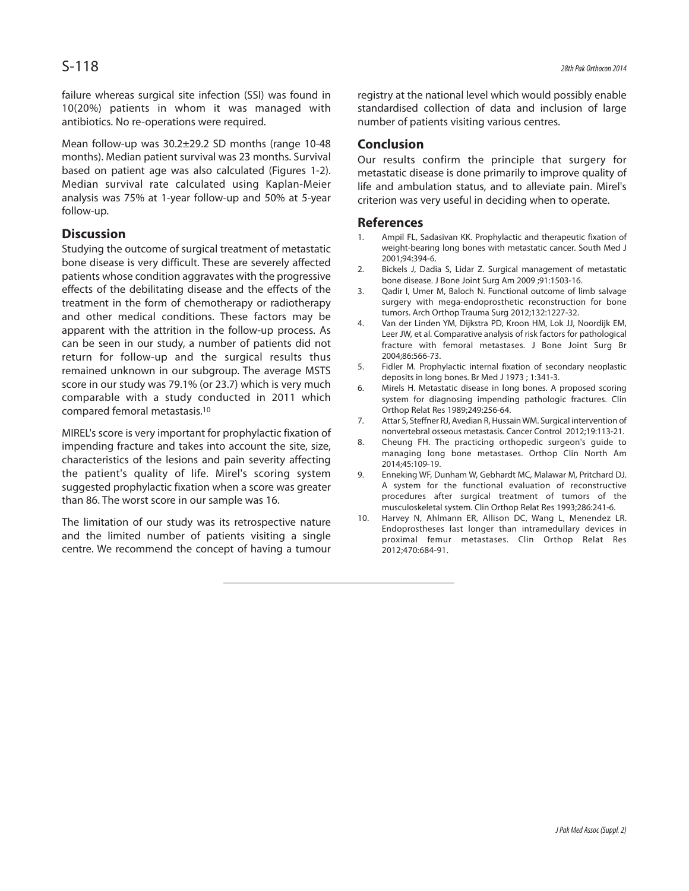failure whereas surgical site infection (SSI) was found in 10(20%) patients in whom it was managed with antibiotics. No re-operations were required.

Mean follow-up was 30.2±29.2 SD months (range 10-48 months). Median patient survival was 23 months. Survival based on patient age was also calculated (Figures 1-2). Median survival rate calculated using Kaplan-Meier analysis was 75% at 1-year follow-up and 50% at 5-year follow-up.

## Discussion

Studying the outcome of surgical treatment of metastatic bone disease is very difficult. These are severely affected patients whose condition aggravates with the progressive effects of the debilitating disease and the effects of the treatment in the form of chemotherapy or radiotherapy and other medical conditions. These factors may be apparent with the attrition in the follow-up process. As can be seen in our study, a number of patients did not return for follow-up and the surgical results thus remained unknown in our subgroup. The average MSTS score in our study was 79.1% (or 23.7) which is very much comparable with a study conducted in 2011 which compared femoral metastasis.[10]

MIREL's score is very important for prophylactic fixation of impending fracture and takes into account the site, size, characteristics of the lesions and pain severity affecting the patient's quality of life. Mirel's scoring system suggested prophylactic fixation when a score was greater than 86. The worst score in our sample was 16.

The limitation of our study was its retrospective nature and the limited number of patients visiting a single centre. We recommend the concept of having a tumour registry at the national level which would possibly enable standardised collection of data and inclusion of large number of patients visiting various centres.

## Conclusion

Our results confirm the principle that surgery for metastatic disease is done primarily to improve quality of life and ambulation status, and to alleviate pain. Mirel's criterion was very useful in deciding when to operate.

## References

1. Ampil FL, Sadasivan KK. Prophylactic and therapeutic fixation of weight-bearing long bones with metastatic cancer. South Med J 2001;94:394-6.
2. Bickels J, Dadia S, Lidar Z. Surgical management of metastatic bone disease. J Bone Joint Surg Am 2009 ;91:1503-16.
3. Qadir I, Umer M, Baloch N. Functional outcome of limb salvage surgery with mega-endoprosthetic reconstruction for bone tumors. Arch Orthop Trauma Surg 2012;132:1227-32.
4. Van der Linden YM, Dijkstra PD, Kroon HM, Lok JJ, Noordijk EM, Leer JW, et al. Comparative analysis of risk factors for pathological fracture with femoral metastases. J Bone Joint Surg Br 2004;86:566-73.
5. Fidler M. Prophylactic internal fixation of secondary neoplastic deposits in long bones. Br Med J 1973 ; 1:341-3.
6. Mirels H. Metastatic disease in long bones. A proposed scoring system for diagnosing impending pathologic fractures. Clin Orthop Relat Res 1989;249:256-64.
7. Attar S, Steffner RJ, Avedian R, Hussain WM. Surgical intervention of nonvertebral osseous metastasis. Cancer Control 2012;19:113-21.
8. Cheung FH. The practicing orthopedic surgeon's guide to managing long bone metastases. Orthop Clin North Am 2014;45:109-19.
9. Enneking WF, Dunham W, Gebhardt MC, Malawar M, Pritchard DJ. A system for the functional evaluation of reconstructive procedures after surgical treatment of tumors of the musculoskeletal system. Clin Orthop Relat Res 1993;286:241-6.
10. Harvey N, Ahlmann ER, Allison DC, Wang L, Menendez LR. Endoprostheses last longer than intramedullary devices in proximal femur metastases. Clin Orthop Relat Res 2012;470:684-91.